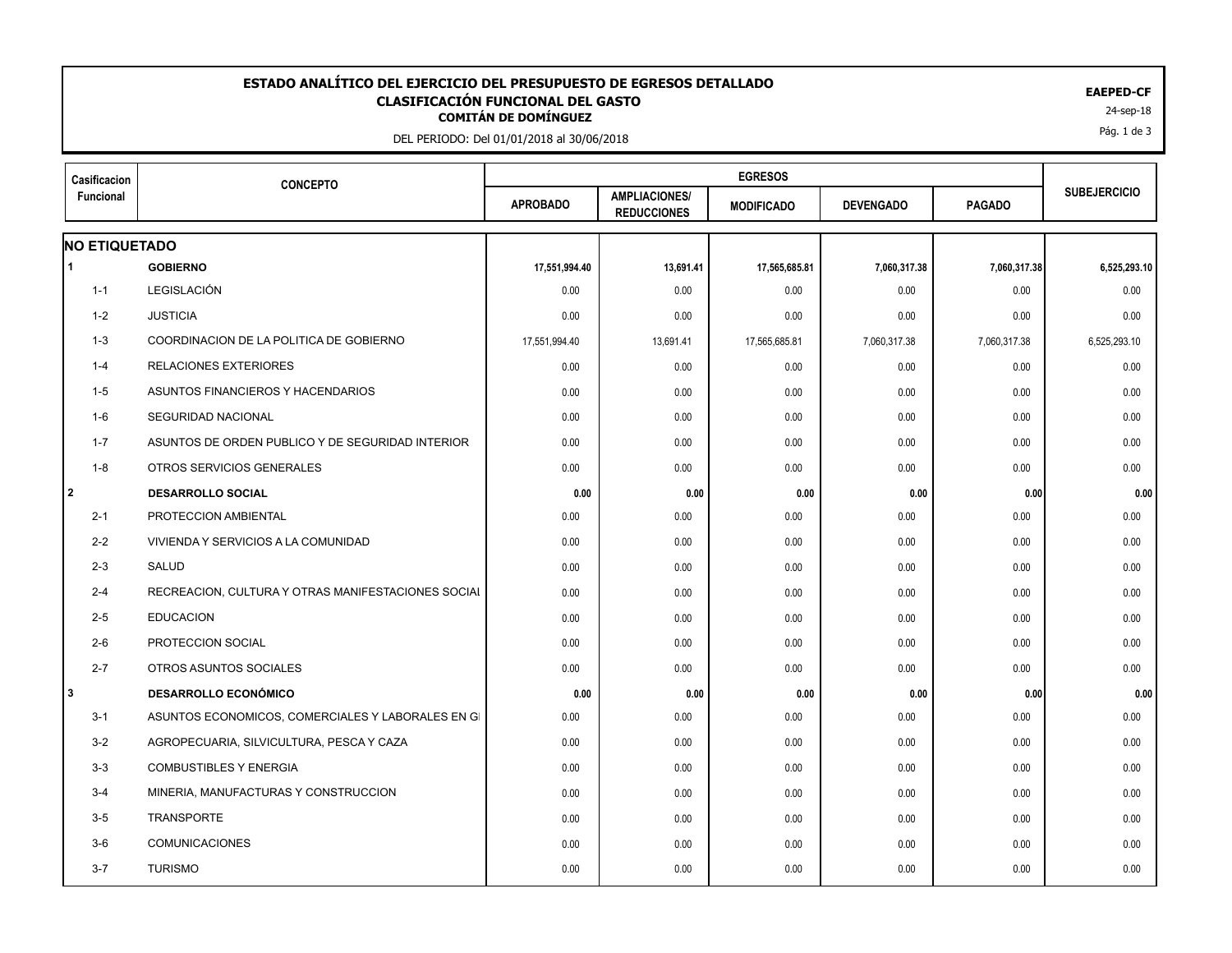# ESTADO ANALÍTICO DEL EJERCICIO DEL PRESUPUESTO DE EGRESOS DETALLADO
## CLASIFICACIÓN FUNCIONAL DEL GASTO
### COMITÁN DE DOMÍNGUEZ

DEL PERIODO: Del 01/01/2018 al 30/06/2018

**EAEPED-CF**

24-sep-18

| Casificacion Funcional | CONCEPTO | EGRESOS | | | | | SUBEJERCICIO |
|---|---|---|---|---|---|---|---|
| | | APROBADO | AMPLIACIONES/ REDUCCIONES | MODIFICADO | DEVENGADO | PAGADO | |
| **NO ETIQUETADO** | | | | | | | |
| **1** | **GOBIERNO** | **17,551,994.40** | **13,691.41** | **17,565,685.81** | **7,060,317.38** | **7,060,317.38** | **6,525,293.10** |
| 1-1 | LEGISLACIÓN | 0.00 | 0.00 | 0.00 | 0.00 | 0.00 | 0.00 |
| 1-2 | JUSTICIA | 0.00 | 0.00 | 0.00 | 0.00 | 0.00 | 0.00 |
| 1-3 | COORDINACION DE LA POLITICA DE GOBIERNO | 17,551,994.40 | 13,691.41 | 17,565,685.81 | 7,060,317.38 | 7,060,317.38 | 6,525,293.10 |
| 1-4 | RELACIONES EXTERIORES | 0.00 | 0.00 | 0.00 | 0.00 | 0.00 | 0.00 |
| 1-5 | ASUNTOS FINANCIEROS Y HACENDARIOS | 0.00 | 0.00 | 0.00 | 0.00 | 0.00 | 0.00 |
| 1-6 | SEGURIDAD NACIONAL | 0.00 | 0.00 | 0.00 | 0.00 | 0.00 | 0.00 |
| 1-7 | ASUNTOS DE ORDEN PUBLICO Y DE SEGURIDAD INTERIOR | 0.00 | 0.00 | 0.00 | 0.00 | 0.00 | 0.00 |
| 1-8 | OTROS SERVICIOS GENERALES | 0.00 | 0.00 | 0.00 | 0.00 | 0.00 | 0.00 |
| **2** | **DESARROLLO SOCIAL** | **0.00** | **0.00** | **0.00** | **0.00** | **0.00** | **0.00** |
| 2-1 | PROTECCION AMBIENTAL | 0.00 | 0.00 | 0.00 | 0.00 | 0.00 | 0.00 |
| 2-2 | VIVIENDA Y SERVICIOS A LA COMUNIDAD | 0.00 | 0.00 | 0.00 | 0.00 | 0.00 | 0.00 |
| 2-3 | SALUD | 0.00 | 0.00 | 0.00 | 0.00 | 0.00 | 0.00 |
| 2-4 | RECREACION, CULTURA Y OTRAS MANIFESTACIONES SOCIAL | 0.00 | 0.00 | 0.00 | 0.00 | 0.00 | 0.00 |
| 2-5 | EDUCACION | 0.00 | 0.00 | 0.00 | 0.00 | 0.00 | 0.00 |
| 2-6 | PROTECCION SOCIAL | 0.00 | 0.00 | 0.00 | 0.00 | 0.00 | 0.00 |
| 2-7 | OTROS ASUNTOS SOCIALES | 0.00 | 0.00 | 0.00 | 0.00 | 0.00 | 0.00 |
| **3** | **DESARROLLO ECONÓMICO** | **0.00** | **0.00** | **0.00** | **0.00** | **0.00** | **0.00** |
| 3-1 | ASUNTOS ECONOMICOS, COMERCIALES Y LABORALES EN GI | 0.00 | 0.00 | 0.00 | 0.00 | 0.00 | 0.00 |
| 3-2 | AGROPECUARIA, SILVICULTURA, PESCA Y CAZA | 0.00 | 0.00 | 0.00 | 0.00 | 0.00 | 0.00 |
| 3-3 | COMBUSTIBLES Y ENERGIA | 0.00 | 0.00 | 0.00 | 0.00 | 0.00 | 0.00 |
| 3-4 | MINERIA, MANUFACTURAS Y CONSTRUCCION | 0.00 | 0.00 | 0.00 | 0.00 | 0.00 | 0.00 |
| 3-5 | TRANSPORTE | 0.00 | 0.00 | 0.00 | 0.00 | 0.00 | 0.00 |
| 3-6 | COMUNICACIONES | 0.00 | 0.00 | 0.00 | 0.00 | 0.00 | 0.00 |
| 3-7 | TURISMO | 0.00 | 0.00 | 0.00 | 0.00 | 0.00 | 0.00 |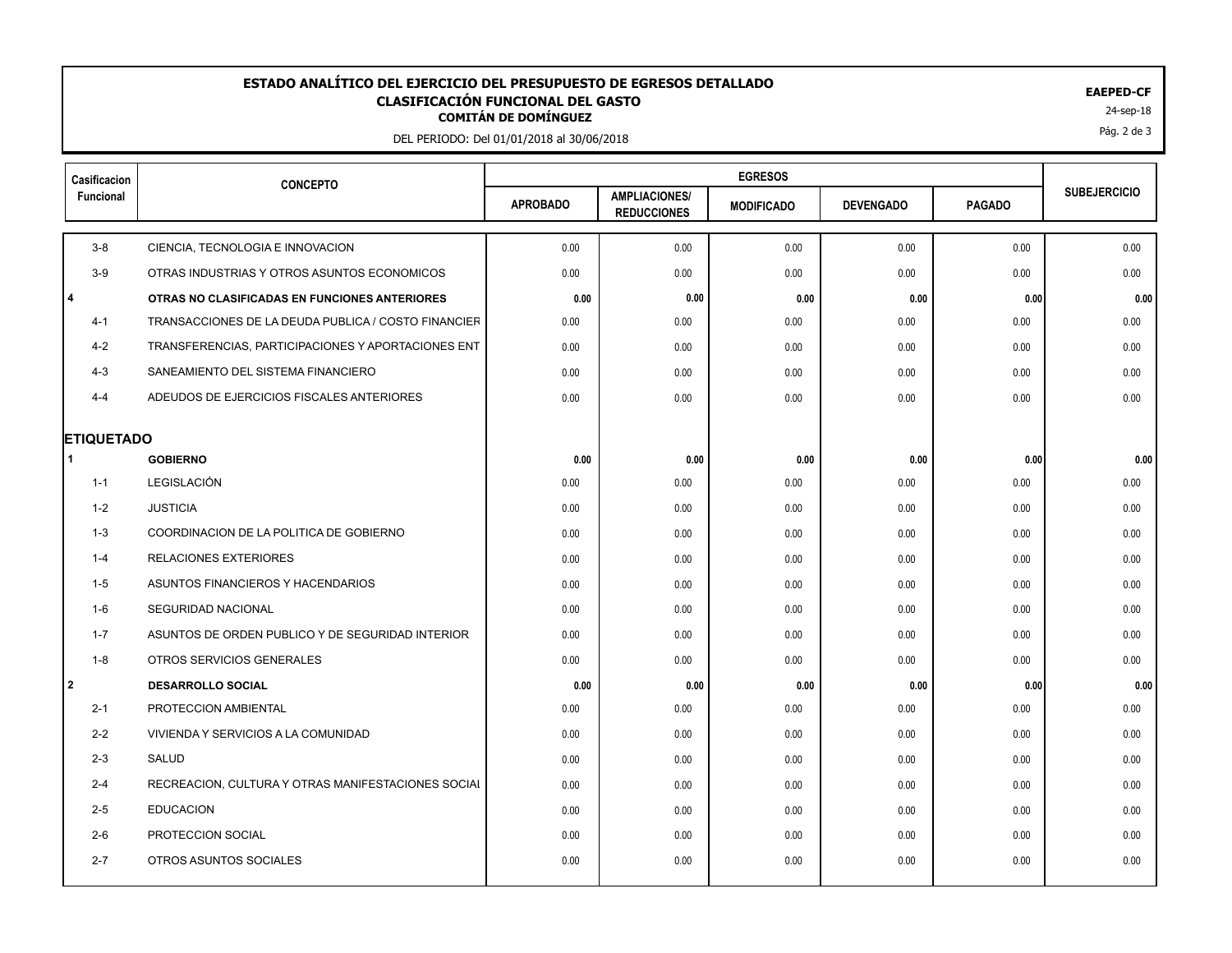# ESTADO ANALÍTICO DEL EJERCICIO DEL PRESUPUESTO DE EGRESOS DETALLADO

## CLASIFICACIÓN FUNCIONAL DEL GASTO

### COMITÁN DE DOMÍNGUEZ

DEL PERIODO: Del 01/01/2018 al 30/06/2018

EAEPED-CF

24-sep-18

| Casificacion Funcional | CONCEPTO | EGRESOS | | | | | SUBEJERCICIO |
|---|---|---|---|---|---|---|---|
| | | APROBADO | AMPLIACIONES/ REDUCCIONES | MODIFICADO | DEVENGADO | PAGADO | |
| 3-8 | CIENCIA, TECNOLOGIA E INNOVACION | 0.00 | 0.00 | 0.00 | 0.00 | 0.00 | 0.00 |
| 3-9 | OTRAS INDUSTRIAS Y OTROS ASUNTOS ECONOMICOS | 0.00 | 0.00 | 0.00 | 0.00 | 0.00 | 0.00 |
| **4** | **OTRAS NO CLASIFICADAS EN FUNCIONES ANTERIORES** | **0.00** | **0.00** | **0.00** | **0.00** | **0.00** | **0.00** |
| 4-1 | TRANSACCIONES DE LA DEUDA PUBLICA / COSTO FINANCIER | 0.00 | 0.00 | 0.00 | 0.00 | 0.00 | 0.00 |
| 4-2 | TRANSFERENCIAS, PARTICIPACIONES Y APORTACIONES ENT | 0.00 | 0.00 | 0.00 | 0.00 | 0.00 | 0.00 |
| 4-3 | SANEAMIENTO DEL SISTEMA FINANCIERO | 0.00 | 0.00 | 0.00 | 0.00 | 0.00 | 0.00 |
| 4-4 | ADEUDOS DE EJERCICIOS FISCALES ANTERIORES | 0.00 | 0.00 | 0.00 | 0.00 | 0.00 | 0.00 |
| **ETIQUETADO** | | | | | | | |
| **1** | **GOBIERNO** | **0.00** | **0.00** | **0.00** | **0.00** | **0.00** | **0.00** |
| 1-1 | LEGISLACIÓN | 0.00 | 0.00 | 0.00 | 0.00 | 0.00 | 0.00 |
| 1-2 | JUSTICIA | 0.00 | 0.00 | 0.00 | 0.00 | 0.00 | 0.00 |
| 1-3 | COORDINACION DE LA POLITICA DE GOBIERNO | 0.00 | 0.00 | 0.00 | 0.00 | 0.00 | 0.00 |
| 1-4 | RELACIONES EXTERIORES | 0.00 | 0.00 | 0.00 | 0.00 | 0.00 | 0.00 |
| 1-5 | ASUNTOS FINANCIEROS Y HACENDARIOS | 0.00 | 0.00 | 0.00 | 0.00 | 0.00 | 0.00 |
| 1-6 | SEGURIDAD NACIONAL | 0.00 | 0.00 | 0.00 | 0.00 | 0.00 | 0.00 |
| 1-7 | ASUNTOS DE ORDEN PUBLICO Y DE SEGURIDAD INTERIOR | 0.00 | 0.00 | 0.00 | 0.00 | 0.00 | 0.00 |
| 1-8 | OTROS SERVICIOS GENERALES | 0.00 | 0.00 | 0.00 | 0.00 | 0.00 | 0.00 |
| **2** | **DESARROLLO SOCIAL** | **0.00** | **0.00** | **0.00** | **0.00** | **0.00** | **0.00** |
| 2-1 | PROTECCION AMBIENTAL | 0.00 | 0.00 | 0.00 | 0.00 | 0.00 | 0.00 |
| 2-2 | VIVIENDA Y SERVICIOS A LA COMUNIDAD | 0.00 | 0.00 | 0.00 | 0.00 | 0.00 | 0.00 |
| 2-3 | SALUD | 0.00 | 0.00 | 0.00 | 0.00 | 0.00 | 0.00 |
| 2-4 | RECREACION, CULTURA Y OTRAS MANIFESTACIONES SOCIAL | 0.00 | 0.00 | 0.00 | 0.00 | 0.00 | 0.00 |
| 2-5 | EDUCACION | 0.00 | 0.00 | 0.00 | 0.00 | 0.00 | 0.00 |
| 2-6 | PROTECCION SOCIAL | 0.00 | 0.00 | 0.00 | 0.00 | 0.00 | 0.00 |
| 2-7 | OTROS ASUNTOS SOCIALES | 0.00 | 0.00 | 0.00 | 0.00 | 0.00 | 0.00 |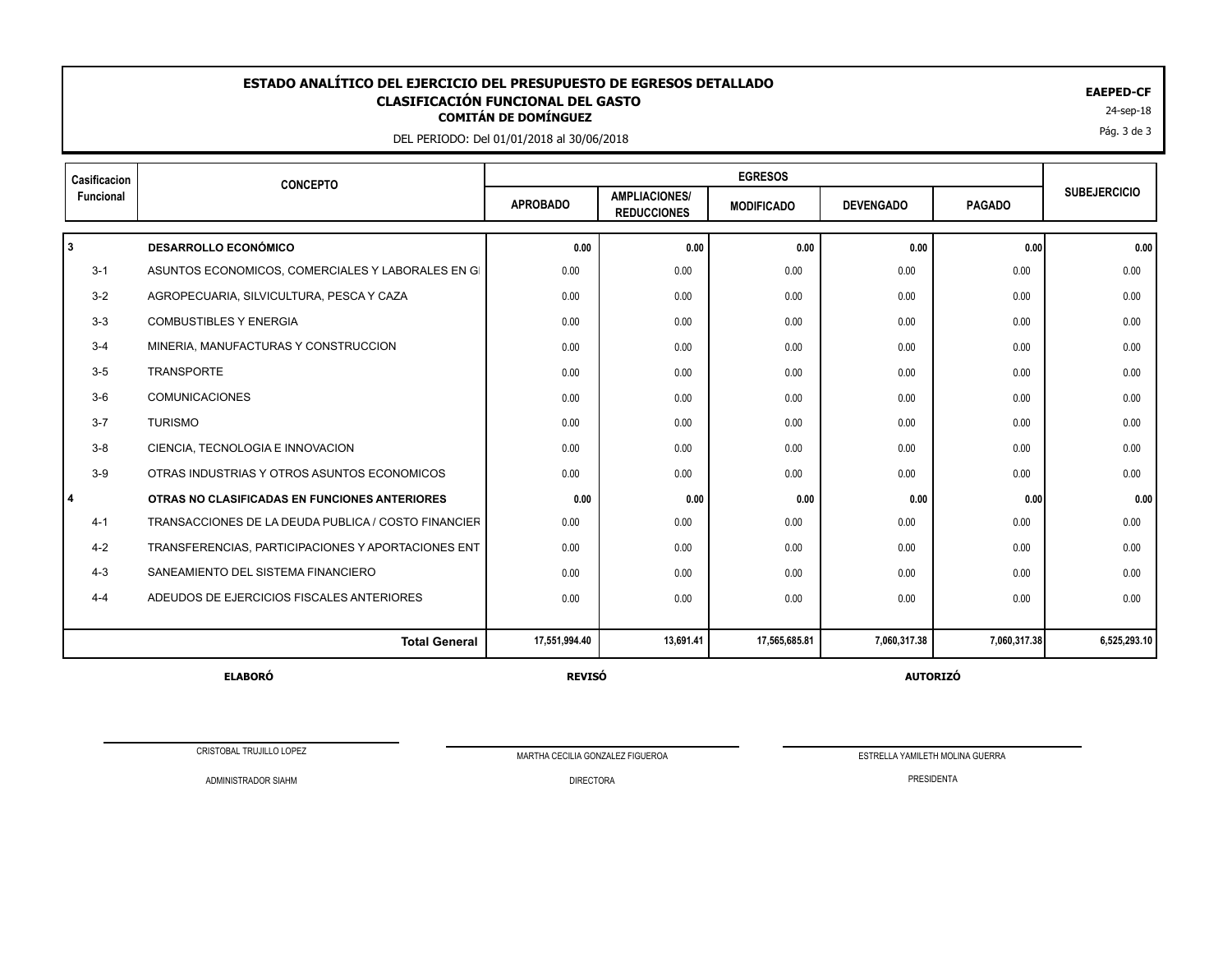# ESTADO ANALÍTICO DEL EJERCICIO DEL PRESUPUESTO DE EGRESOS DETALLADO

## CLASIFICACIÓN FUNCIONAL DEL GASTO

### COMITÁN DE DOMÍNGUEZ

DEL PERIODO: Del 01/01/2018 al 30/06/2018

**EAEPED-CF**

24-sep-18

| Casificacion Funcional | CONCEPTO | EGRESOS | | | | | SUBEJERCICIO |
|---|---|---|---|---|---|---|---|
| | | APROBADO | AMPLIACIONES/ REDUCCIONES | MODIFICADO | DEVENGADO | PAGADO | |
| **3** | **DESARROLLO ECONÓMICO** | **0.00** | **0.00** | **0.00** | **0.00** | **0.00** | **0.00** |
| 3-1 | ASUNTOS ECONOMICOS, COMERCIALES Y LABORALES EN GI | 0.00 | 0.00 | 0.00 | 0.00 | 0.00 | 0.00 |
| 3-2 | AGROPECUARIA, SILVICULTURA, PESCA Y CAZA | 0.00 | 0.00 | 0.00 | 0.00 | 0.00 | 0.00 |
| 3-3 | COMBUSTIBLES Y ENERGIA | 0.00 | 0.00 | 0.00 | 0.00 | 0.00 | 0.00 |
| 3-4 | MINERIA, MANUFACTURAS Y CONSTRUCCION | 0.00 | 0.00 | 0.00 | 0.00 | 0.00 | 0.00 |
| 3-5 | TRANSPORTE | 0.00 | 0.00 | 0.00 | 0.00 | 0.00 | 0.00 |
| 3-6 | COMUNICACIONES | 0.00 | 0.00 | 0.00 | 0.00 | 0.00 | 0.00 |
| 3-7 | TURISMO | 0.00 | 0.00 | 0.00 | 0.00 | 0.00 | 0.00 |
| 3-8 | CIENCIA, TECNOLOGIA E INNOVACION | 0.00 | 0.00 | 0.00 | 0.00 | 0.00 | 0.00 |
| 3-9 | OTRAS INDUSTRIAS Y OTROS ASUNTOS ECONOMICOS | 0.00 | 0.00 | 0.00 | 0.00 | 0.00 | 0.00 |
| **4** | **OTRAS NO CLASIFICADAS EN FUNCIONES ANTERIORES** | **0.00** | **0.00** | **0.00** | **0.00** | **0.00** | **0.00** |
| 4-1 | TRANSACCIONES DE LA DEUDA PUBLICA / COSTO FINANCIER | 0.00 | 0.00 | 0.00 | 0.00 | 0.00 | 0.00 |
| 4-2 | TRANSFERENCIAS, PARTICIPACIONES Y APORTACIONES ENT | 0.00 | 0.00 | 0.00 | 0.00 | 0.00 | 0.00 |
| 4-3 | SANEAMIENTO DEL SISTEMA FINANCIERO | 0.00 | 0.00 | 0.00 | 0.00 | 0.00 | 0.00 |
| 4-4 | ADEUDOS DE EJERCICIOS FISCALES ANTERIORES | 0.00 | 0.00 | 0.00 | 0.00 | 0.00 | 0.00 |
| | **Total General** | **17,551,994.40** | **13,691.41** | **17,565,685.81** | **7,060,317.38** | **7,060,317.38** | **6,525,293.10** |

**ELABORÓ** | **REVISÓ** | **AUTORIZÓ**

CRISTOBAL TRUJILLO LOPEZ
ADMINISTRADOR SIAHM

MARTHA CECILIA GONZALEZ FIGUEROA
DIRECTORA

ESTRELLA YAMILETH MOLINA GUERRA
PRESIDENTA